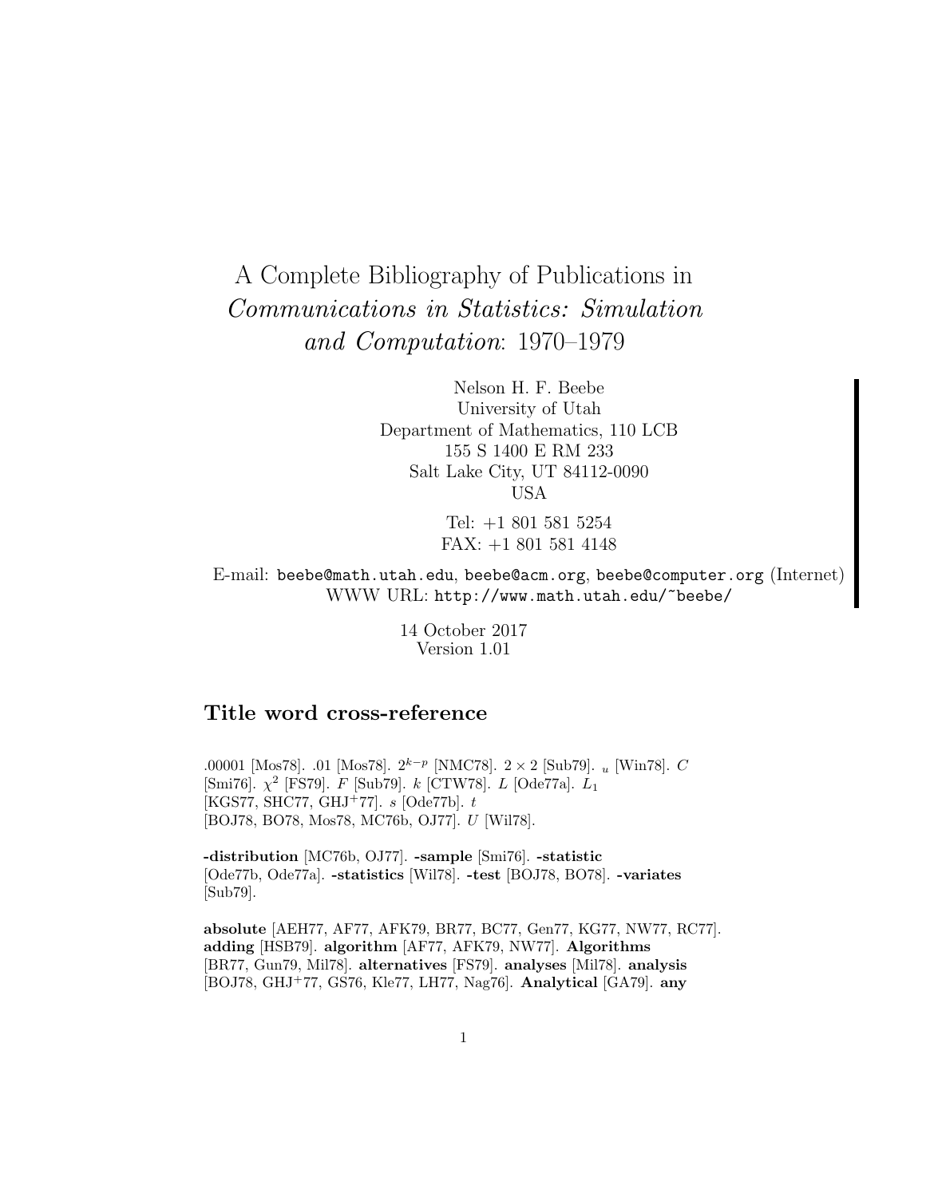# A Complete Bibliography of Publications in *Communications in Statistics: Simulation and Computation*: 1970–1979

Nelson H. F. Beebe
University of Utah
Department of Mathematics, 110 LCB
155 S 1400 E RM 233
Salt Lake City, UT 84112-0090
USA

Tel: +1 801 581 5254
FAX: +1 801 581 4148

E-mail: `beebe@math.utah.edu`, `beebe@acm.org`, `beebe@computer.org` (Internet)
WWW URL: `http://www.math.utah.edu/~beebe/`

14 October 2017
Version 1.01

## Title word cross-reference

.00001 [Mos78]. .01 [Mos78]. $2^{k-p}$ [NMC78]. $2 \times 2$ [Sub79]. $_u$ [Win78]. $C$ [Smi76]. $\chi^2$ [FS79]. $F$ [Sub79]. $k$ [CTW78]. $L$ [Ode77a]. $L_1$ [KGS77, SHC77, GHJ+77]. $s$ [Ode77b]. $t$ [BOJ78, BO78, Mos78, MC76b, OJ77]. $U$ [Wil78].

**-distribution** [MC76b, OJ77]. **-sample** [Smi76]. **-statistic** [Ode77b, Ode77a]. **-statistics** [Wil78]. **-test** [BOJ78, BO78]. **-variates** [Sub79].

**absolute** [AEH77, AF77, AFK79, BR77, BC77, Gen77, KG77, NW77, RC77]. **adding** [HSB79]. **algorithm** [AF77, AFK79, NW77]. **Algorithms** [BR77, Gun79, Mil78]. **alternatives** [FS79]. **analyses** [Mil78]. **analysis** [BOJ78, GHJ+77, GS76, Kle77, LH77, Nag76]. **Analytical** [GA79]. **any**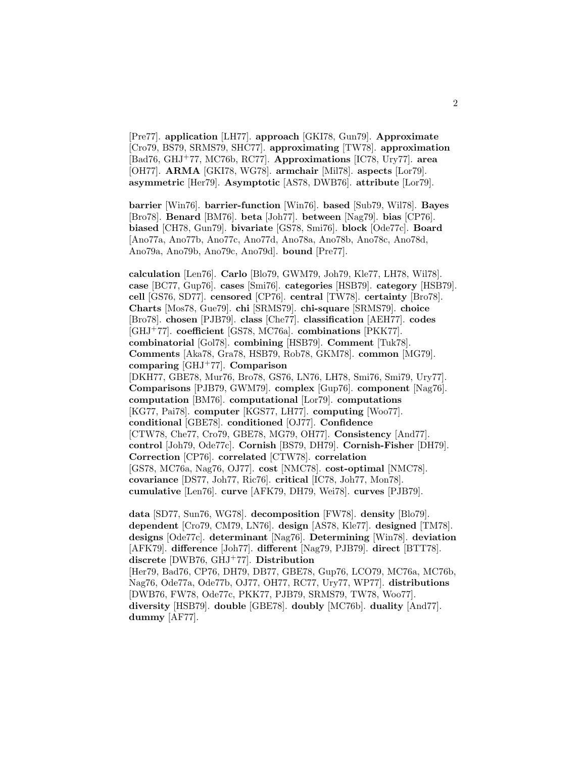[Pre77]. **application** [LH77]. **approach** [GKI78, Gun79]. **Approximate** [Cro79, BS79, SRMS79, SHC77]. **approximating** [TW78]. **approximation** [Bad76, GHJ+77, MC76b, RC77]. **Approximations** [IC78, Ury77]. **area** [OH77]. **ARMA** [GKI78, WG78]. **armchair** [Mil78]. **aspects** [Lor79]. **asymmetric** [Her79]. **Asymptotic** [AS78, DWB76]. **attribute** [Lor79].

**barrier** [Win76]. **barrier-function** [Win76]. **based** [Sub79, Wil78]. **Bayes** [Bro78]. **Benard** [BM76]. **beta** [Joh77]. **between** [Nag79]. **bias** [CP76]. **biased** [CH78, Gun79]. **bivariate** [GS78, Smi76]. **block** [Ode77c]. **Board** [Ano77a, Ano77b, Ano77c, Ano77d, Ano78a, Ano78b, Ano78c, Ano78d, Ano79a, Ano79b, Ano79c, Ano79d]. **bound** [Pre77].

**calculation** [Len76]. **Carlo** [Blo79, GWM79, Joh79, Kle77, LH78, Wil78]. **case** [BC77, Gup76]. **cases** [Smi76]. **categories** [HSB79]. **category** [HSB79]. **cell** [GS76, SD77]. **censored** [CP76]. **central** [TW78]. **certainty** [Bro78]. **Charts** [Mos78, Gue79]. **chi** [SRMS79]. **chi-square** [SRMS79]. **choice** [Bro78]. **chosen** [PJB79]. **class** [Che77]. **classification** [AEH77]. **codes** [GHJ+77]. **coefficient** [GS78, MC76a]. **combinations** [PKK77]. **combinatorial** [Gol78]. **combining** [HSB79]. **Comment** [Tuk78]. **Comments** [Aka78, Gra78, HSB79, Rob78, GKM78]. **common** [MG79]. **comparing** [GHJ+77]. **Comparison** [DKH77, GBE78, Mur76, Bro78, GS76, LN76, LH78, Smi76, Smi79, Ury77]. **Comparisons** [PJB79, GWM79]. **complex** [Gup76]. **component** [Nag76]. **computation** [BM76]. **computational** [Lor79]. **computations** [KG77, Pai78]. **computer** [KGS77, LH77]. **computing** [Woo77]. **conditional** [GBE78]. **conditioned** [OJ77]. **Confidence** [CTW78, Che77, Cro79, GBE78, MG79, OH77]. **Consistency** [And77]. **control** [Joh79, Ode77c]. **Cornish** [BS79, DH79]. **Cornish-Fisher** [DH79]. **Correction** [CP76]. **correlated** [CTW78]. **correlation** [GS78, MC76a, Nag76, OJ77]. **cost** [NMC78]. **cost-optimal** [NMC78]. **covariance** [DS77, Joh77, Ric76]. **critical** [IC78, Joh77, Mon78]. **cumulative** [Len76]. **curve** [AFK79, DH79, Wei78]. **curves** [PJB79].

**data** [SD77, Sun76, WG78]. **decomposition** [FW78]. **density** [Blo79]. **dependent** [Cro79, CM79, LN76]. **design** [AS78, Kle77]. **designed** [TM78]. **designs** [Ode77c]. **determinant** [Nag76]. **Determining** [Win78]. **deviation** [AFK79]. **difference** [Joh77]. **different** [Nag79, PJB79]. **direct** [BTT78]. **discrete** [DWB76, GHJ+77]. **Distribution** [Her79, Bad76, CP76, DH79, DB77, GBE78, Gup76, LCO79, MC76a, MC76b, Nag76, Ode77a, Ode77b, OJ77, OH77, RC77, Ury77, WP77]. **distributions** [DWB76, FW78, Ode77c, PKK77, PJB79, SRMS79, TW78, Woo77]. **diversity** [HSB79]. **double** [GBE78]. **doubly** [MC76b]. **duality** [And77]. **dummy** [AF77].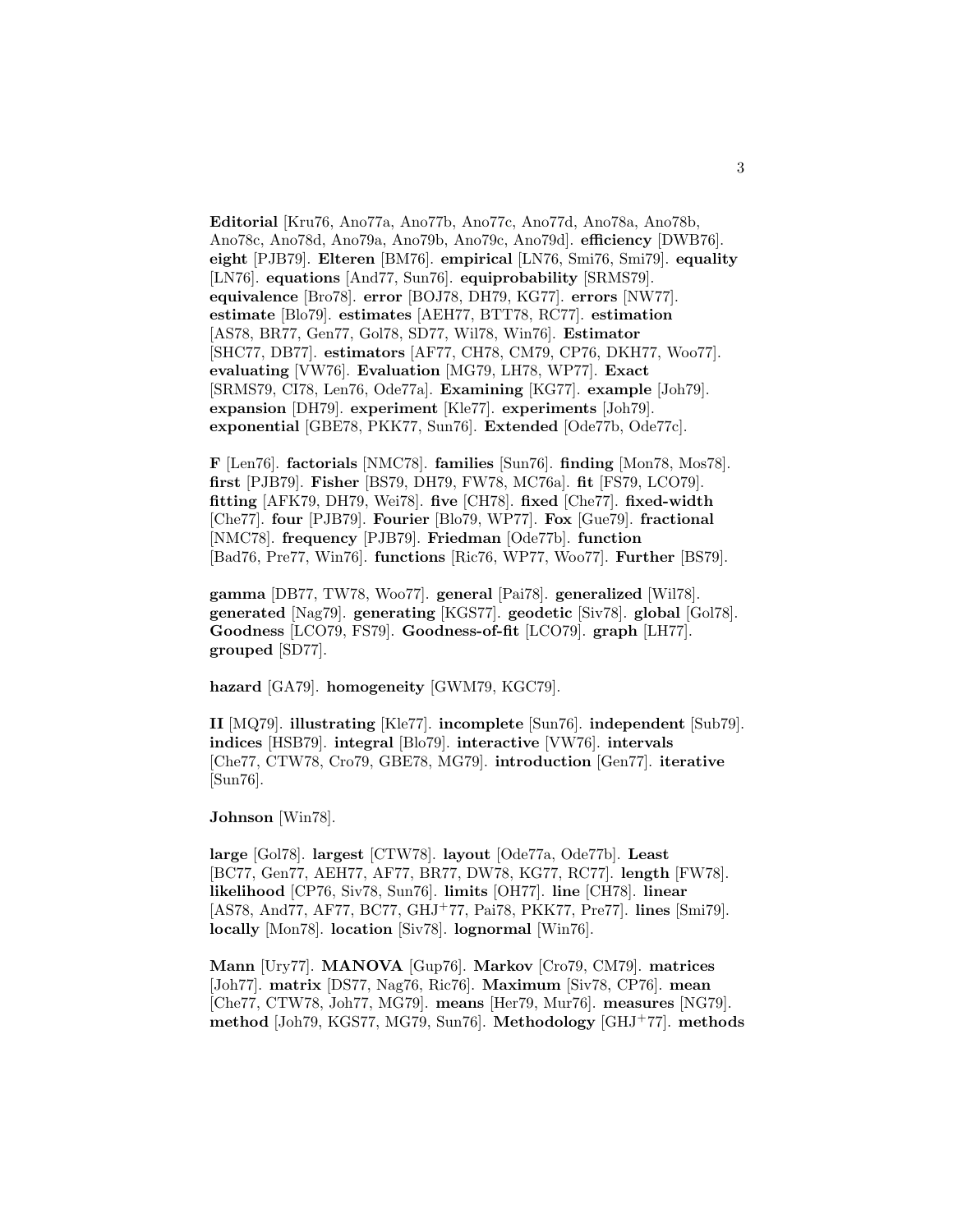**Editorial** [Kru76, Ano77a, Ano77b, Ano77c, Ano77d, Ano78a, Ano78b, Ano78c, Ano78d, Ano79a, Ano79b, Ano79c, Ano79d]. **efficiency** [DWB76]. **eight** [PJB79]. **Elteren** [BM76]. **empirical** [LN76, Smi76, Smi79]. **equality** [LN76]. **equations** [And77, Sun76]. **equiprobability** [SRMS79]. **equivalence** [Bro78]. **error** [BOJ78, DH79, KG77]. **errors** [NW77]. **estimate** [Blo79]. **estimates** [AEH77, BTT78, RC77]. **estimation** [AS78, BR77, Gen77, Gol78, SD77, Wil78, Win76]. **Estimator** [SHC77, DB77]. **estimators** [AF77, CH78, CM79, CP76, DKH77, Woo77]. **evaluating** [VW76]. **Evaluation** [MG79, LH78, WP77]. **Exact** [SRMS79, CI78, Len76, Ode77a]. **Examining** [KG77]. **example** [Joh79]. **expansion** [DH79]. **experiment** [Kle77]. **experiments** [Joh79]. **exponential** [GBE78, PKK77, Sun76]. **Extended** [Ode77b, Ode77c].

**F** [Len76]. **factorials** [NMC78]. **families** [Sun76]. **finding** [Mon78, Mos78]. **first** [PJB79]. **Fisher** [BS79, DH79, FW78, MC76a]. **fit** [FS79, LCO79]. **fitting** [AFK79, DH79, Wei78]. **five** [CH78]. **fixed** [Che77]. **fixed-width** [Che77]. **four** [PJB79]. **Fourier** [Blo79, WP77]. **Fox** [Gue79]. **fractional** [NMC78]. **frequency** [PJB79]. **Friedman** [Ode77b]. **function** [Bad76, Pre77, Win76]. **functions** [Ric76, WP77, Woo77]. **Further** [BS79].

**gamma** [DB77, TW78, Woo77]. **general** [Pai78]. **generalized** [Wil78]. **generated** [Nag79]. **generating** [KGS77]. **geodetic** [Siv78]. **global** [Gol78]. **Goodness** [LCO79, FS79]. **Goodness-of-fit** [LCO79]. **graph** [LH77]. **grouped** [SD77].

**hazard** [GA79]. **homogeneity** [GWM79, KGC79].

**II** [MQ79]. **illustrating** [Kle77]. **incomplete** [Sun76]. **independent** [Sub79]. **indices** [HSB79]. **integral** [Blo79]. **interactive** [VW76]. **intervals** [Che77, CTW78, Cro79, GBE78, MG79]. **introduction** [Gen77]. **iterative** [Sun76].

**Johnson** [Win78].

**large** [Gol78]. **largest** [CTW78]. **layout** [Ode77a, Ode77b]. **Least** [BC77, Gen77, AEH77, AF77, BR77, DW78, KG77, RC77]. **length** [FW78]. **likelihood** [CP76, Siv78, Sun76]. **limits** [OH77]. **line** [CH78]. **linear** [AS78, And77, AF77, BC77, GHJ+77, Pai78, PKK77, Pre77]. **lines** [Smi79]. **locally** [Mon78]. **location** [Siv78]. **lognormal** [Win76].

**Mann** [Ury77]. **MANOVA** [Gup76]. **Markov** [Cro79, CM79]. **matrices** [Joh77]. **matrix** [DS77, Nag76, Ric76]. **Maximum** [Siv78, CP76]. **mean** [Che77, CTW78, Joh77, MG79]. **means** [Her79, Mur76]. **measures** [NG79]. **method** [Joh79, KGS77, MG79, Sun76]. **Methodology** [GHJ+77]. **methods**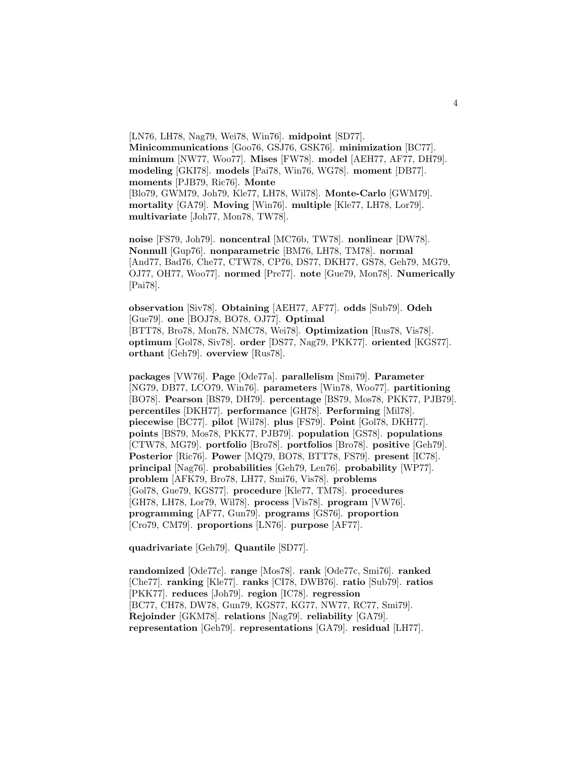[LN76, LH78, Nag79, Wei78, Win76]. **midpoint** [SD77]. **Minicommunications** [Goo76, GSJ76, GSK76]. **minimization** [BC77]. **minimum** [NW77, Woo77]. **Mises** [FW78]. **model** [AEH77, AF77, DH79]. **modeling** [GKI78]. **models** [Pai78, Win76, WG78]. **moment** [DB77]. **moments** [PJB79, Ric76]. **Monte** [Blo79, GWM79, Joh79, Kle77, LH78, Wil78]. **Monte-Carlo** [GWM79]. **mortality** [GA79]. **Moving** [Win76]. **multiple** [Kle77, LH78, Lor79]. **multivariate** [Joh77, Mon78, TW78].

**noise** [FS79, Joh79]. **noncentral** [MC76b, TW78]. **nonlinear** [DW78]. **Nonnull** [Gup76]. **nonparametric** [BM76, LH78, TM78]. **normal** [And77, Bad76, Che77, CTW78, CP76, DS77, DKH77, GS78, Geh79, MG79, OJ77, OH77, Woo77]. **normed** [Pre77]. **note** [Gue79, Mon78]. **Numerically** [Pai78].

**observation** [Siv78]. **Obtaining** [AEH77, AF77]. **odds** [Sub79]. **Odeh** [Gue79]. **one** [BOJ78, BO78, OJ77]. **Optimal** [BTT78, Bro78, Mon78, NMC78, Wei78]. **Optimization** [Rus78, Vis78]. **optimum** [Gol78, Siv78]. **order** [DS77, Nag79, PKK77]. **oriented** [KGS77]. **orthant** [Geh79]. **overview** [Rus78].

**packages** [VW76]. **Page** [Ode77a]. **parallelism** [Smi79]. **Parameter** [NG79, DB77, LCO79, Win76]. **parameters** [Win78, Woo77]. **partitioning** [BO78]. **Pearson** [BS79, DH79]. **percentage** [BS79, Mos78, PKK77, PJB79]. **percentiles** [DKH77]. **performance** [GH78]. **Performing** [Mil78]. **piecewise** [BC77]. **pilot** [Wil78]. **plus** [FS79]. **Point** [Gol78, DKH77]. **points** [BS79, Mos78, PKK77, PJB79]. **population** [GS78]. **populations** [CTW78, MG79]. **portfolio** [Bro78]. **portfolios** [Bro78]. **positive** [Geh79]. **Posterior** [Ric76]. **Power** [MQ79, BO78, BTT78, FS79]. **present** [IC78]. **principal** [Nag76]. **probabilities** [Geh79, Len76]. **probability** [WP77]. **problem** [AFK79, Bro78, LH77, Smi76, Vis78]. **problems** [Gol78, Gue79, KGS77]. **procedure** [Kle77, TM78]. **procedures** [GH78, LH78, Lor79, Wil78]. **process** [Vis78]. **program** [VW76]. **programming** [AF77, Gun79]. **programs** [GS76]. **proportion** [Cro79, CM79]. **proportions** [LN76]. **purpose** [AF77].

**quadrivariate** [Geh79]. **Quantile** [SD77].

**randomized** [Ode77c]. **range** [Mos78]. **rank** [Ode77c, Smi76]. **ranked** [Che77]. **ranking** [Kle77]. **ranks** [CI78, DWB76]. **ratio** [Sub79]. **ratios** [PKK77]. **reduces** [Joh79]. **region** [IC78]. **regression** [BC77, CH78, DW78, Gun79, KGS77, KG77, NW77, RC77, Smi79]. **Rejoinder** [GKM78]. **relations** [Nag79]. **reliability** [GA79]. **representation** [Geh79]. **representations** [GA79]. **residual** [LH77].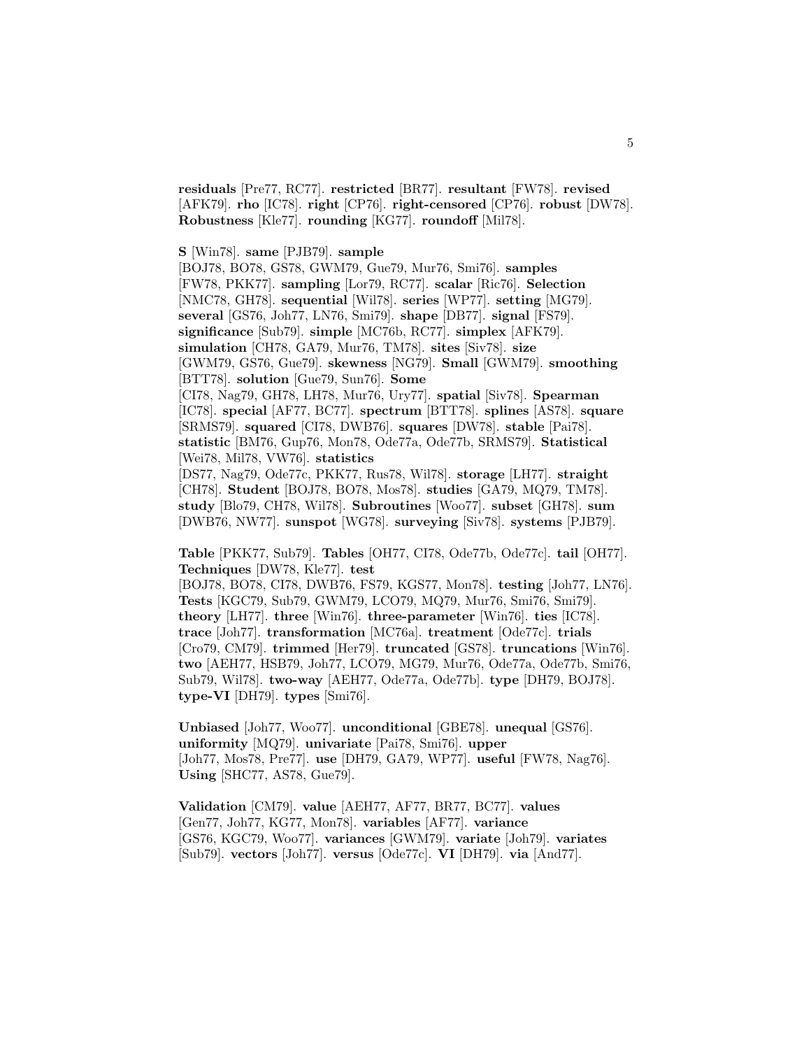**residuals** [Pre77, RC77]. **restricted** [BR77]. **resultant** [FW78]. **revised** [AFK79]. **rho** [IC78]. **right** [CP76]. **right-censored** [CP76]. **robust** [DW78]. **Robustness** [Kle77]. **rounding** [KG77]. **roundoff** [Mil78].

**S** [Win78]. **same** [PJB79]. **sample** [BOJ78, BO78, GS78, GWM79, Gue79, Mur76, Smi76]. **samples** [FW78, PKK77]. **sampling** [Lor79, RC77]. **scalar** [Ric76]. **Selection** [NMC78, GH78]. **sequential** [Wil78]. **series** [WP77]. **setting** [MG79]. **several** [GS76, Joh77, LN76, Smi79]. **shape** [DB77]. **signal** [FS79]. **significance** [Sub79]. **simple** [MC76b, RC77]. **simplex** [AFK79]. **simulation** [CH78, GA79, Mur76, TM78]. **sites** [Siv78]. **size** [GWM79, GS76, Gue79]. **skewness** [NG79]. **Small** [GWM79]. **smoothing** [BTT78]. **solution** [Gue79, Sun76]. **Some** [CI78, Nag79, GH78, LH78, Mur76, Ury77]. **spatial** [Siv78]. **Spearman** [IC78]. **special** [AF77, BC77]. **spectrum** [BTT78]. **splines** [AS78]. **square** [SRMS79]. **squared** [CI78, DWB76]. **squares** [DW78]. **stable** [Pai78]. **statistic** [BM76, Gup76, Mon78, Ode77a, Ode77b, SRMS79]. **Statistical** [Wei78, Mil78, VW76]. **statistics** [DS77, Nag79, Ode77c, PKK77, Rus78, Wil78]. **storage** [LH77]. **straight** [CH78]. **Student** [BOJ78, BO78, Mos78]. **studies** [GA79, MQ79, TM78]. **study** [Blo79, CH78, Wil78]. **Subroutines** [Woo77]. **subset** [GH78]. **sum** [DWB76, NW77]. **sunspot** [WG78]. **surveying** [Siv78]. **systems** [PJB79].

**Table** [PKK77, Sub79]. **Tables** [OH77, CI78, Ode77b, Ode77c]. **tail** [OH77]. **Techniques** [DW78, Kle77]. **test** [BOJ78, BO78, CI78, DWB76, FS79, KGS77, Mon78]. **testing** [Joh77, LN76]. **Tests** [KGC79, Sub79, GWM79, LCO79, MQ79, Mur76, Smi76, Smi79]. **theory** [LH77]. **three** [Win76]. **three-parameter** [Win76]. **ties** [IC78]. **trace** [Joh77]. **transformation** [MC76a]. **treatment** [Ode77c]. **trials** [Cro79, CM79]. **trimmed** [Her79]. **truncated** [GS78]. **truncations** [Win76]. **two** [AEH77, HSB79, Joh77, LCO79, MG79, Mur76, Ode77a, Ode77b, Smi76, Sub79, Wil78]. **two-way** [AEH77, Ode77a, Ode77b]. **type** [DH79, BOJ78]. **type-VI** [DH79]. **types** [Smi76].

**Unbiased** [Joh77, Woo77]. **unconditional** [GBE78]. **unequal** [GS76]. **uniformity** [MQ79]. **univariate** [Pai78, Smi76]. **upper** [Joh77, Mos78, Pre77]. **use** [DH79, GA79, WP77]. **useful** [FW78, Nag76]. **Using** [SHC77, AS78, Gue79].

**Validation** [CM79]. **value** [AEH77, AF77, BR77, BC77]. **values** [Gen77, Joh77, KG77, Mon78]. **variables** [AF77]. **variance** [GS76, KGC79, Woo77]. **variances** [GWM79]. **variate** [Joh79]. **variates** [Sub79]. **vectors** [Joh77]. **versus** [Ode77c]. **VI** [DH79]. **via** [And77].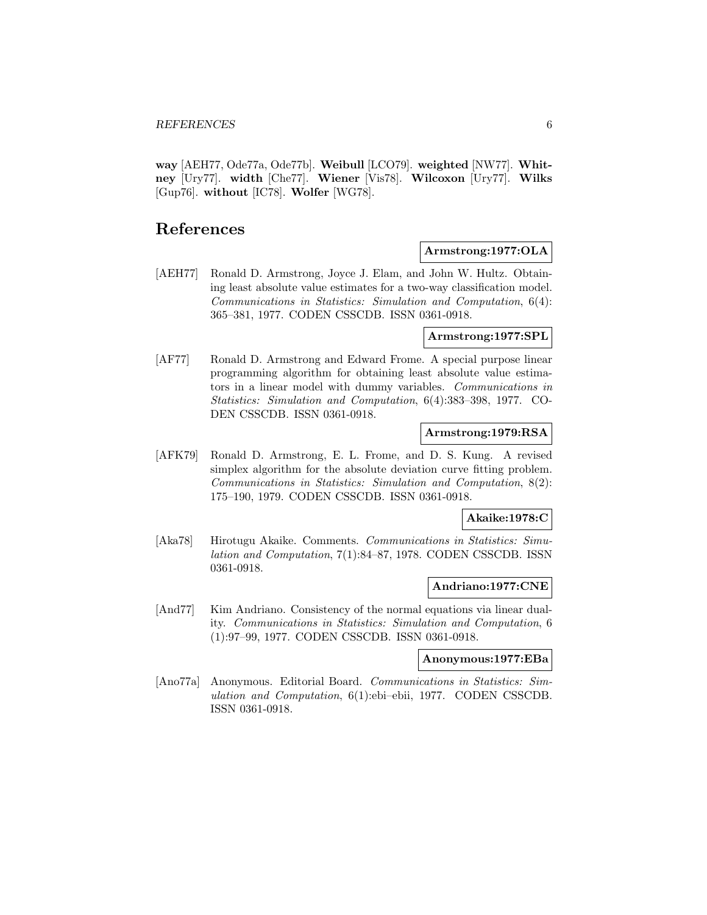**way** [AEH77, Ode77a, Ode77b]. **Weibull** [LCO79]. **weighted** [NW77]. **Whitney** [Ury77]. **width** [Che77]. **Wiener** [Vis78]. **Wilcoxon** [Ury77]. **Wilks** [Gup76]. **without** [IC78]. **Wolfer** [WG78].

# References

**Armstrong:1977:OLA**

[AEH77] Ronald D. Armstrong, Joyce J. Elam, and John W. Hultz. Obtaining least absolute value estimates for a two-way classification model. *Communications in Statistics: Simulation and Computation*, 6(4): 365–381, 1977. CODEN CSSCDB. ISSN 0361-0918.

**Armstrong:1977:SPL**

[AF77] Ronald D. Armstrong and Edward Frome. A special purpose linear programming algorithm for obtaining least absolute value estimators in a linear model with dummy variables. *Communications in Statistics: Simulation and Computation*, 6(4):383–398, 1977. CODEN CSSCDB. ISSN 0361-0918.

**Armstrong:1979:RSA**

[AFK79] Ronald D. Armstrong, E. L. Frome, and D. S. Kung. A revised simplex algorithm for the absolute deviation curve fitting problem. *Communications in Statistics: Simulation and Computation*, 8(2): 175–190, 1979. CODEN CSSCDB. ISSN 0361-0918.

**Akaike:1978:C**

[Aka78] Hirotugu Akaike. Comments. *Communications in Statistics: Simulation and Computation*, 7(1):84–87, 1978. CODEN CSSCDB. ISSN 0361-0918.

**Andriano:1977:CNE**

[And77] Kim Andriano. Consistency of the normal equations via linear duality. *Communications in Statistics: Simulation and Computation*, 6 (1):97–99, 1977. CODEN CSSCDB. ISSN 0361-0918.

**Anonymous:1977:EBa**

[Ano77a] Anonymous. Editorial Board. *Communications in Statistics: Simulation and Computation*, 6(1):ebi–ebii, 1977. CODEN CSSCDB. ISSN 0361-0918.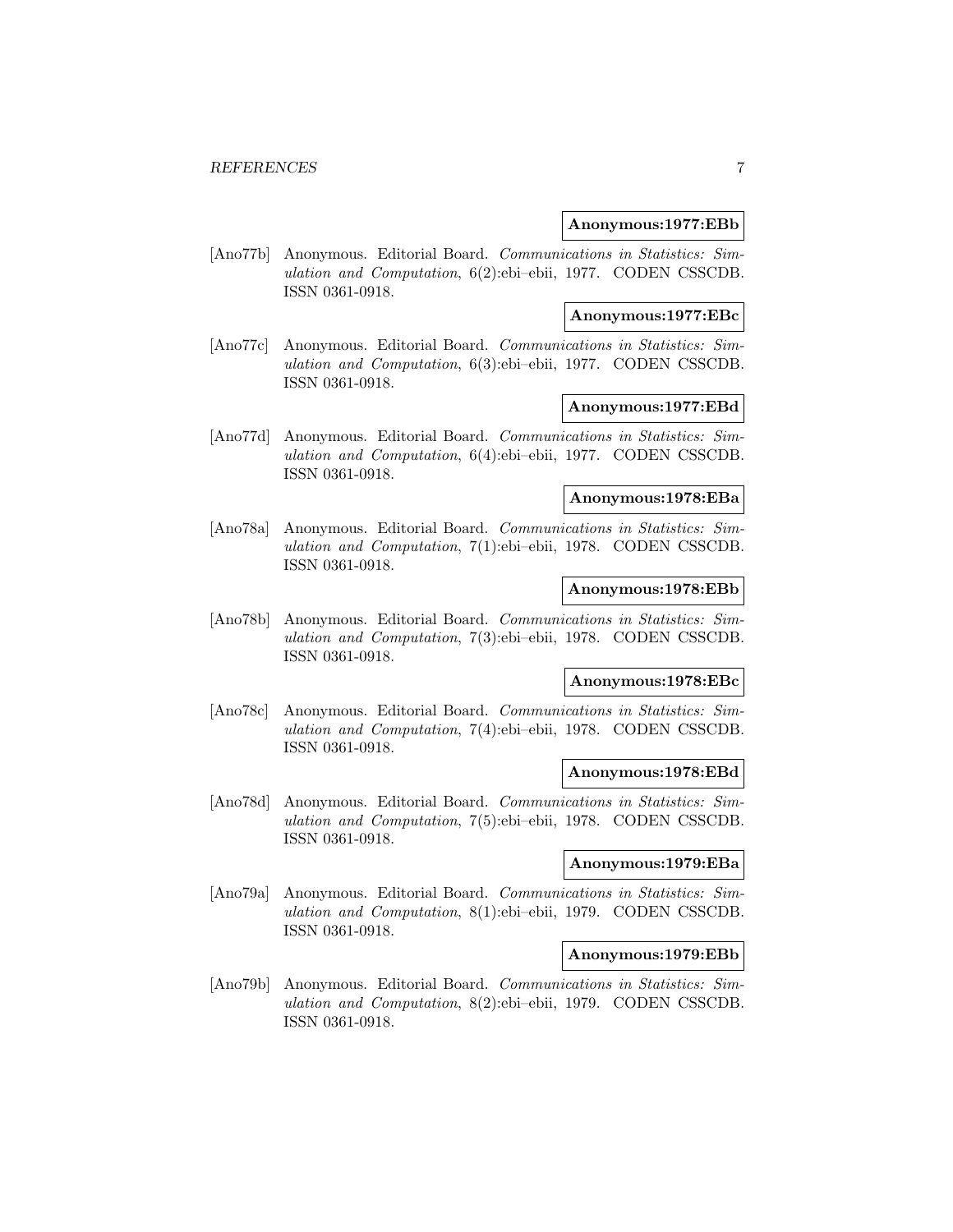**Anonymous:1977:EBb**

[Ano77b] Anonymous. Editorial Board. *Communications in Statistics: Simulation and Computation*, 6(2):ebi–ebii, 1977. CODEN CSSCDB. ISSN 0361-0918.

**Anonymous:1977:EBc**

[Ano77c] Anonymous. Editorial Board. *Communications in Statistics: Simulation and Computation*, 6(3):ebi–ebii, 1977. CODEN CSSCDB. ISSN 0361-0918.

**Anonymous:1977:EBd**

[Ano77d] Anonymous. Editorial Board. *Communications in Statistics: Simulation and Computation*, 6(4):ebi–ebii, 1977. CODEN CSSCDB. ISSN 0361-0918.

**Anonymous:1978:EBa**

[Ano78a] Anonymous. Editorial Board. *Communications in Statistics: Simulation and Computation*, 7(1):ebi–ebii, 1978. CODEN CSSCDB. ISSN 0361-0918.

**Anonymous:1978:EBb**

[Ano78b] Anonymous. Editorial Board. *Communications in Statistics: Simulation and Computation*, 7(3):ebi–ebii, 1978. CODEN CSSCDB. ISSN 0361-0918.

**Anonymous:1978:EBc**

[Ano78c] Anonymous. Editorial Board. *Communications in Statistics: Simulation and Computation*, 7(4):ebi–ebii, 1978. CODEN CSSCDB. ISSN 0361-0918.

**Anonymous:1978:EBd**

[Ano78d] Anonymous. Editorial Board. *Communications in Statistics: Simulation and Computation*, 7(5):ebi–ebii, 1978. CODEN CSSCDB. ISSN 0361-0918.

**Anonymous:1979:EBa**

[Ano79a] Anonymous. Editorial Board. *Communications in Statistics: Simulation and Computation*, 8(1):ebi–ebii, 1979. CODEN CSSCDB. ISSN 0361-0918.

**Anonymous:1979:EBb**

[Ano79b] Anonymous. Editorial Board. *Communications in Statistics: Simulation and Computation*, 8(2):ebi–ebii, 1979. CODEN CSSCDB. ISSN 0361-0918.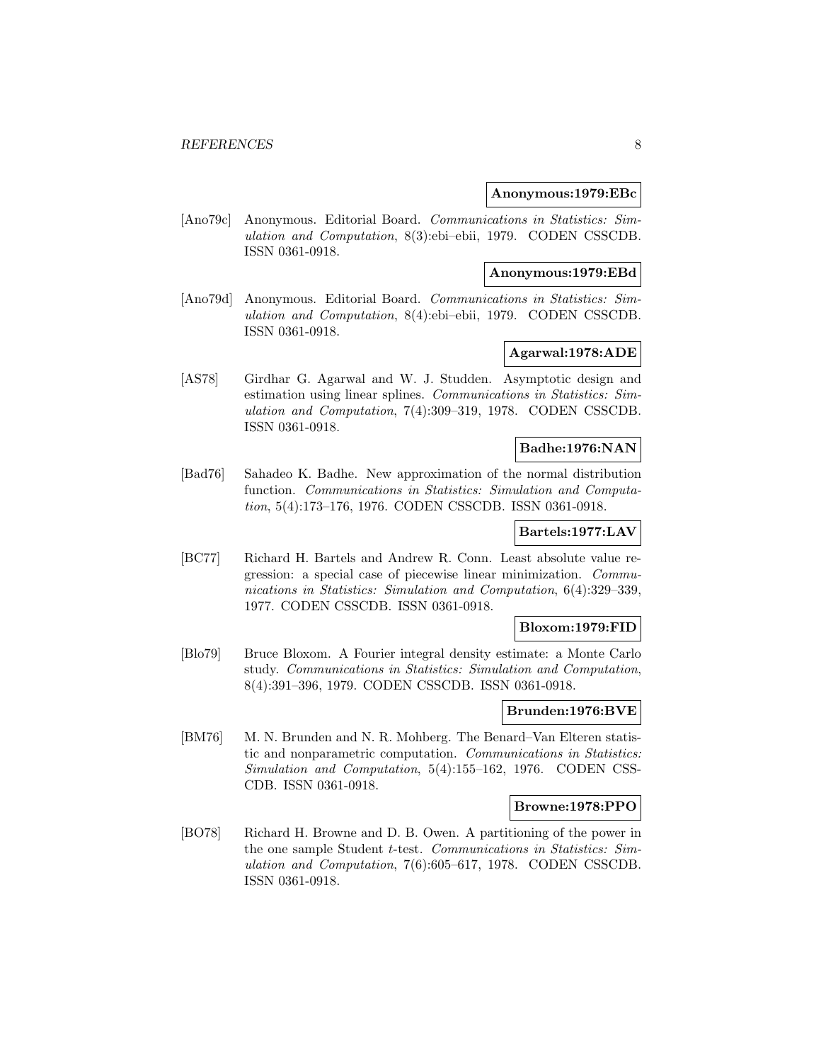**Anonymous:1979:EBc**

[Ano79c] Anonymous. Editorial Board. *Communications in Statistics: Simulation and Computation*, 8(3):ebi–ebii, 1979. CODEN CSSCDB. ISSN 0361-0918.

**Anonymous:1979:EBd**

[Ano79d] Anonymous. Editorial Board. *Communications in Statistics: Simulation and Computation*, 8(4):ebi–ebii, 1979. CODEN CSSCDB. ISSN 0361-0918.

**Agarwal:1978:ADE**

[AS78] Girdhar G. Agarwal and W. J. Studden. Asymptotic design and estimation using linear splines. *Communications in Statistics: Simulation and Computation*, 7(4):309–319, 1978. CODEN CSSCDB. ISSN 0361-0918.

**Badhe:1976:NAN**

[Bad76] Sahadeo K. Badhe. New approximation of the normal distribution function. *Communications in Statistics: Simulation and Computation*, 5(4):173–176, 1976. CODEN CSSCDB. ISSN 0361-0918.

**Bartels:1977:LAV**

[BC77] Richard H. Bartels and Andrew R. Conn. Least absolute value regression: a special case of piecewise linear minimization. *Communications in Statistics: Simulation and Computation*, 6(4):329–339, 1977. CODEN CSSCDB. ISSN 0361-0918.

**Bloxom:1979:FID**

[Blo79] Bruce Bloxom. A Fourier integral density estimate: a Monte Carlo study. *Communications in Statistics: Simulation and Computation*, 8(4):391–396, 1979. CODEN CSSCDB. ISSN 0361-0918.

**Brunden:1976:BVE**

[BM76] M. N. Brunden and N. R. Mohberg. The Benard–Van Elteren statistic and nonparametric computation. *Communications in Statistics: Simulation and Computation*, 5(4):155–162, 1976. CODEN CSSCDB. ISSN 0361-0918.

**Browne:1978:PPO**

[BO78] Richard H. Browne and D. B. Owen. A partitioning of the power in the one sample Student *t*-test. *Communications in Statistics: Simulation and Computation*, 7(6):605–617, 1978. CODEN CSSCDB. ISSN 0361-0918.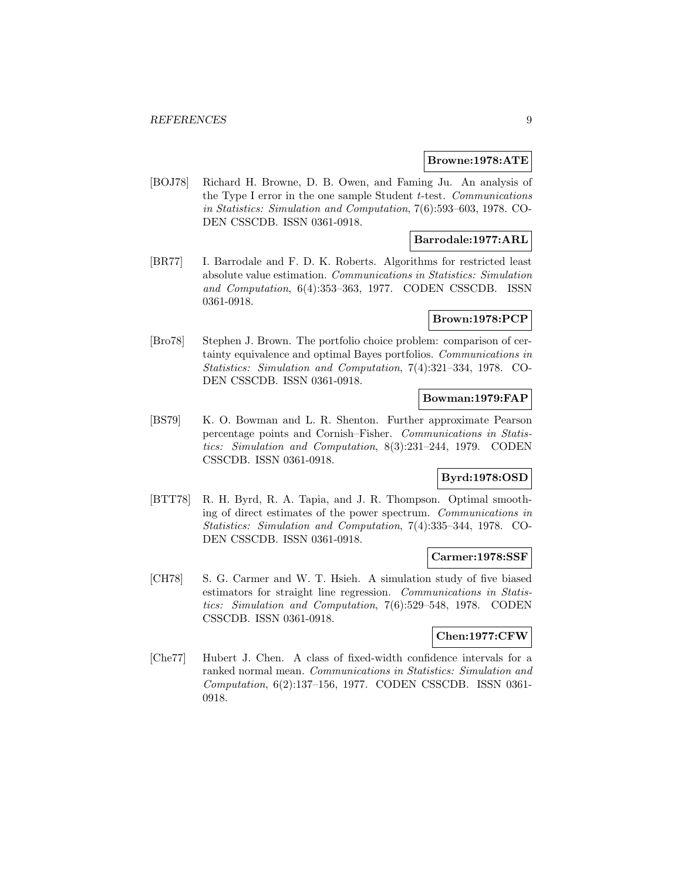**Browne:1978:ATE**

[BOJ78] Richard H. Browne, D. B. Owen, and Faming Ju. An analysis of the Type I error in the one sample Student $t$-test. *Communications in Statistics: Simulation and Computation*, 7(6):593–603, 1978. CODEN CSSCDB. ISSN 0361-0918.

**Barrodale:1977:ARL**

[BR77] I. Barrodale and F. D. K. Roberts. Algorithms for restricted least absolute value estimation. *Communications in Statistics: Simulation and Computation*, 6(4):353–363, 1977. CODEN CSSCDB. ISSN 0361-0918.

**Brown:1978:PCP**

[Bro78] Stephen J. Brown. The portfolio choice problem: comparison of certainty equivalence and optimal Bayes portfolios. *Communications in Statistics: Simulation and Computation*, 7(4):321–334, 1978. CODEN CSSCDB. ISSN 0361-0918.

**Bowman:1979:FAP**

[BS79] K. O. Bowman and L. R. Shenton. Further approximate Pearson percentage points and Cornish–Fisher. *Communications in Statistics: Simulation and Computation*, 8(3):231–244, 1979. CODEN CSSCDB. ISSN 0361-0918.

**Byrd:1978:OSD**

[BTT78] R. H. Byrd, R. A. Tapia, and J. R. Thompson. Optimal smoothing of direct estimates of the power spectrum. *Communications in Statistics: Simulation and Computation*, 7(4):335–344, 1978. CODEN CSSCDB. ISSN 0361-0918.

**Carmer:1978:SSF**

[CH78] S. G. Carmer and W. T. Hsieh. A simulation study of five biased estimators for straight line regression. *Communications in Statistics: Simulation and Computation*, 7(6):529–548, 1978. CODEN CSSCDB. ISSN 0361-0918.

**Chen:1977:CFW**

[Che77] Hubert J. Chen. A class of fixed-width confidence intervals for a ranked normal mean. *Communications in Statistics: Simulation and Computation*, 6(2):137–156, 1977. CODEN CSSCDB. ISSN 0361-0918.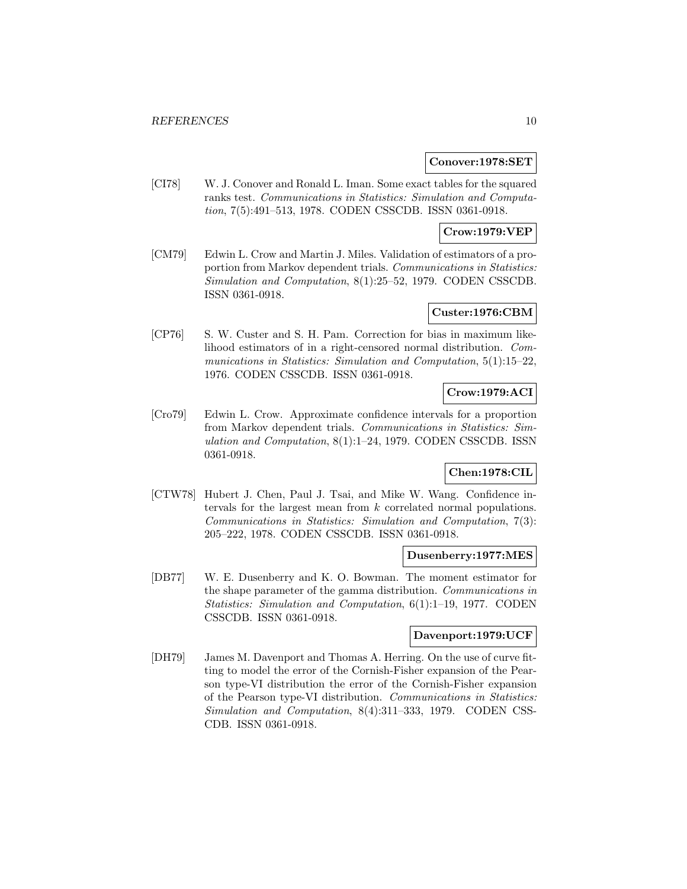**Conover:1978:SET**

[CI78] W. J. Conover and Ronald L. Iman. Some exact tables for the squared ranks test. *Communications in Statistics: Simulation and Computation*, 7(5):491–513, 1978. CODEN CSSCDB. ISSN 0361-0918.

**Crow:1979:VEP**

[CM79] Edwin L. Crow and Martin J. Miles. Validation of estimators of a proportion from Markov dependent trials. *Communications in Statistics: Simulation and Computation*, 8(1):25–52, 1979. CODEN CSSCDB. ISSN 0361-0918.

**Custer:1976:CBM**

[CP76] S. W. Custer and S. H. Pam. Correction for bias in maximum likelihood estimators of in a right-censored normal distribution. *Communications in Statistics: Simulation and Computation*, 5(1):15–22, 1976. CODEN CSSCDB. ISSN 0361-0918.

**Crow:1979:ACI**

[Cro79] Edwin L. Crow. Approximate confidence intervals for a proportion from Markov dependent trials. *Communications in Statistics: Simulation and Computation*, 8(1):1–24, 1979. CODEN CSSCDB. ISSN 0361-0918.

**Chen:1978:CIL**

[CTW78] Hubert J. Chen, Paul J. Tsai, and Mike W. Wang. Confidence intervals for the largest mean from $k$ correlated normal populations. *Communications in Statistics: Simulation and Computation*, 7(3): 205–222, 1978. CODEN CSSCDB. ISSN 0361-0918.

**Dusenberry:1977:MES**

[DB77] W. E. Dusenberry and K. O. Bowman. The moment estimator for the shape parameter of the gamma distribution. *Communications in Statistics: Simulation and Computation*, 6(1):1–19, 1977. CODEN CSSCDB. ISSN 0361-0918.

**Davenport:1979:UCF**

[DH79] James M. Davenport and Thomas A. Herring. On the use of curve fitting to model the error of the Cornish-Fisher expansion of the Pearson type-VI distribution the error of the Cornish-Fisher expansion of the Pearson type-VI distribution. *Communications in Statistics: Simulation and Computation*, 8(4):311–333, 1979. CODEN CSSCDB. ISSN 0361-0918.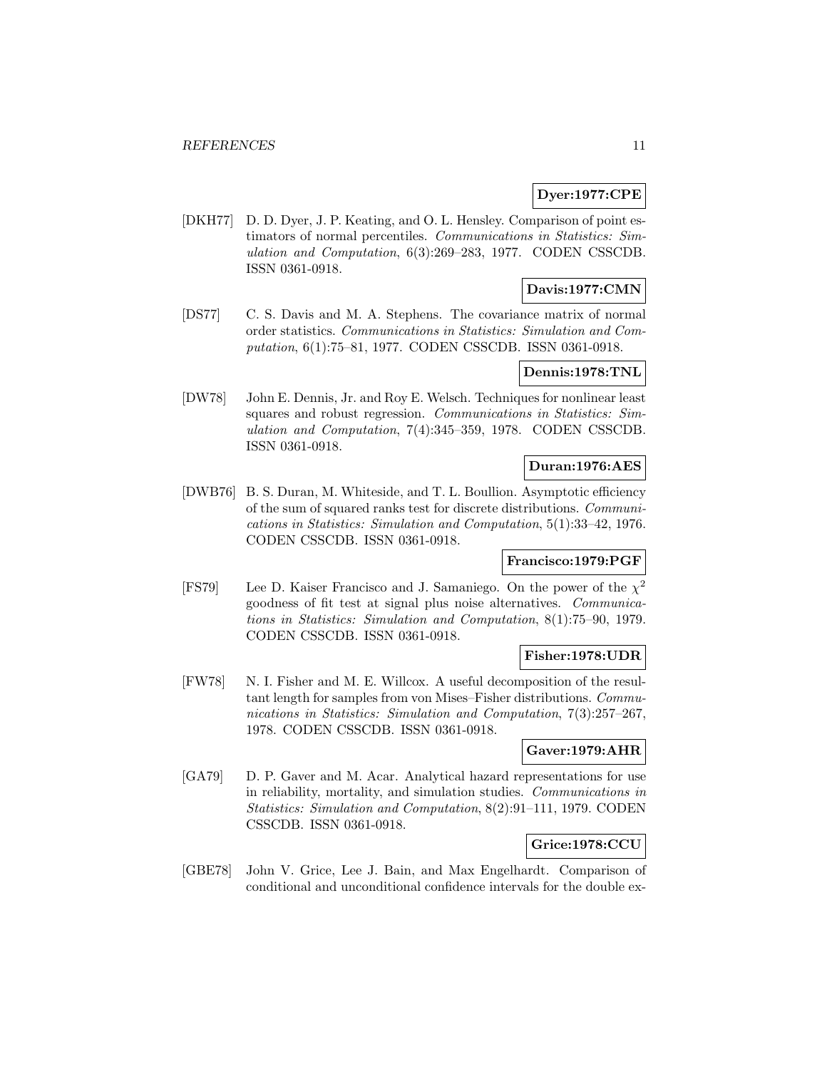**Dyer:1977:CPE**

[DKH77] D. D. Dyer, J. P. Keating, and O. L. Hensley. Comparison of point estimators of normal percentiles. *Communications in Statistics: Simulation and Computation*, 6(3):269–283, 1977. CODEN CSSCDB. ISSN 0361-0918.

**Davis:1977:CMN**

[DS77] C. S. Davis and M. A. Stephens. The covariance matrix of normal order statistics. *Communications in Statistics: Simulation and Computation*, 6(1):75–81, 1977. CODEN CSSCDB. ISSN 0361-0918.

**Dennis:1978:TNL**

[DW78] John E. Dennis, Jr. and Roy E. Welsch. Techniques for nonlinear least squares and robust regression. *Communications in Statistics: Simulation and Computation*, 7(4):345–359, 1978. CODEN CSSCDB. ISSN 0361-0918.

**Duran:1976:AES**

[DWB76] B. S. Duran, M. Whiteside, and T. L. Boullion. Asymptotic efficiency of the sum of squared ranks test for discrete distributions. *Communications in Statistics: Simulation and Computation*, 5(1):33–42, 1976. CODEN CSSCDB. ISSN 0361-0918.

**Francisco:1979:PGF**

[FS79] Lee D. Kaiser Francisco and J. Samaniego. On the power of the $\chi^2$ goodness of fit test at signal plus noise alternatives. *Communications in Statistics: Simulation and Computation*, 8(1):75–90, 1979. CODEN CSSCDB. ISSN 0361-0918.

**Fisher:1978:UDR**

[FW78] N. I. Fisher and M. E. Willcox. A useful decomposition of the resultant length for samples from von Mises–Fisher distributions. *Communications in Statistics: Simulation and Computation*, 7(3):257–267, 1978. CODEN CSSCDB. ISSN 0361-0918.

**Gaver:1979:AHR**

[GA79] D. P. Gaver and M. Acar. Analytical hazard representations for use in reliability, mortality, and simulation studies. *Communications in Statistics: Simulation and Computation*, 8(2):91–111, 1979. CODEN CSSCDB. ISSN 0361-0918.

**Grice:1978:CCU**

[GBE78] John V. Grice, Lee J. Bain, and Max Engelhardt. Comparison of conditional and unconditional confidence intervals for the double ex-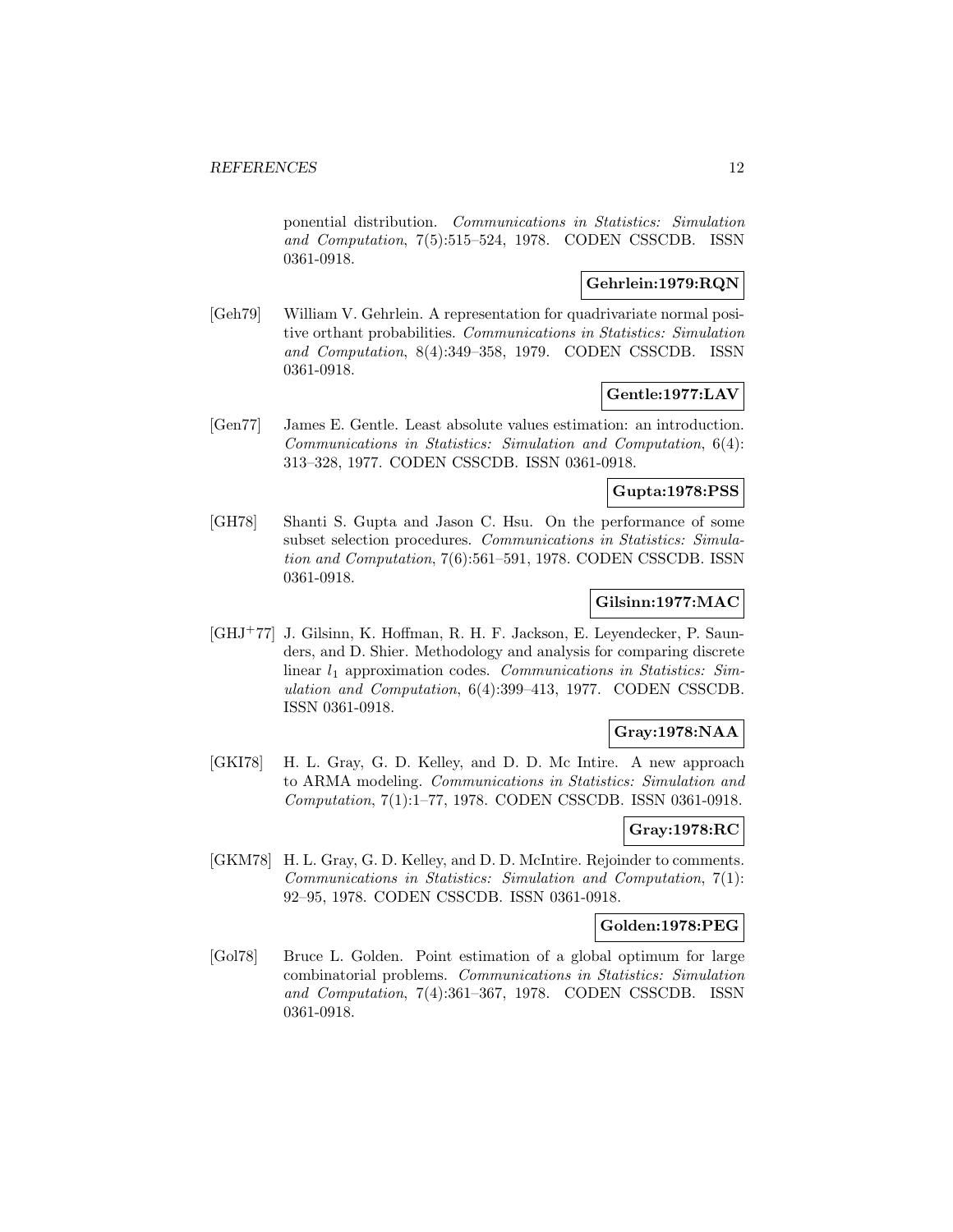ponential distribution. *Communications in Statistics: Simulation and Computation*, 7(5):515–524, 1978. CODEN CSSCDB. ISSN 0361-0918.

**Gehrlein:1979:RQN**

[Geh79] William V. Gehrlein. A representation for quadrivariate normal positive orthant probabilities. *Communications in Statistics: Simulation and Computation*, 8(4):349–358, 1979. CODEN CSSCDB. ISSN 0361-0918.

**Gentle:1977:LAV**

[Gen77] James E. Gentle. Least absolute values estimation: an introduction. *Communications in Statistics: Simulation and Computation*, 6(4): 313–328, 1977. CODEN CSSCDB. ISSN 0361-0918.

**Gupta:1978:PSS**

[GH78] Shanti S. Gupta and Jason C. Hsu. On the performance of some subset selection procedures. *Communications in Statistics: Simulation and Computation*, 7(6):561–591, 1978. CODEN CSSCDB. ISSN 0361-0918.

**Gilsinn:1977:MAC**

[GHJ+77] J. Gilsinn, K. Hoffman, R. H. F. Jackson, E. Leyendecker, P. Saunders, and D. Shier. Methodology and analysis for comparing discrete linear $l_1$ approximation codes. *Communications in Statistics: Simulation and Computation*, 6(4):399–413, 1977. CODEN CSSCDB. ISSN 0361-0918.

**Gray:1978:NAA**

[GKI78] H. L. Gray, G. D. Kelley, and D. D. Mc Intire. A new approach to ARMA modeling. *Communications in Statistics: Simulation and Computation*, 7(1):1–77, 1978. CODEN CSSCDB. ISSN 0361-0918.

**Gray:1978:RC**

[GKM78] H. L. Gray, G. D. Kelley, and D. D. McIntire. Rejoinder to comments. *Communications in Statistics: Simulation and Computation*, 7(1): 92–95, 1978. CODEN CSSCDB. ISSN 0361-0918.

**Golden:1978:PEG**

[Gol78] Bruce L. Golden. Point estimation of a global optimum for large combinatorial problems. *Communications in Statistics: Simulation and Computation*, 7(4):361–367, 1978. CODEN CSSCDB. ISSN 0361-0918.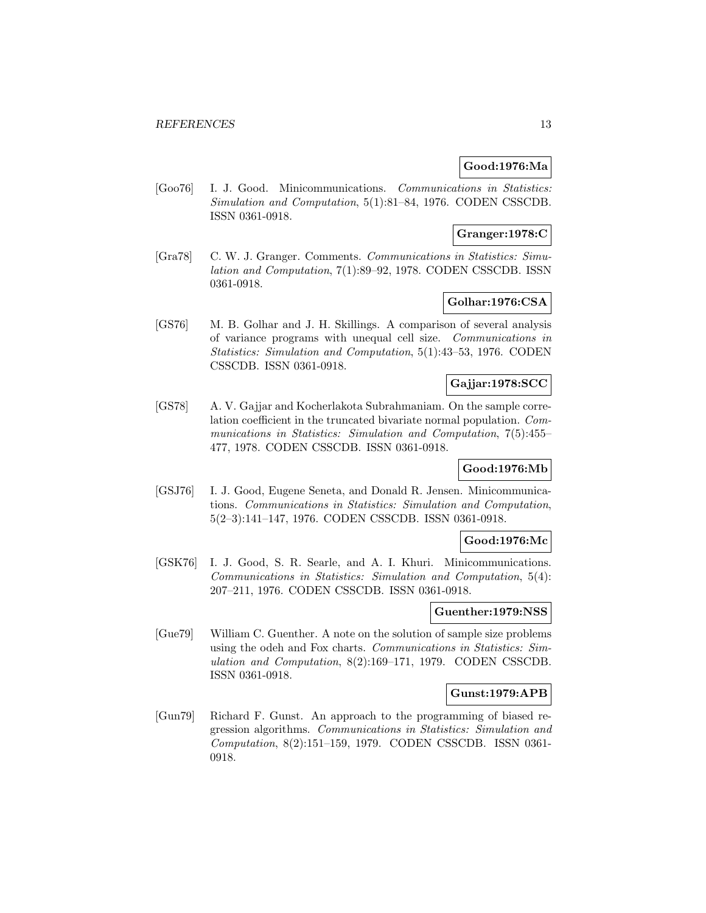**Good:1976:Ma**

[Goo76] I. J. Good. Minicommunications. *Communications in Statistics: Simulation and Computation*, 5(1):81–84, 1976. CODEN CSSCDB. ISSN 0361-0918.

**Granger:1978:C**

[Gra78] C. W. J. Granger. Comments. *Communications in Statistics: Simulation and Computation*, 7(1):89–92, 1978. CODEN CSSCDB. ISSN 0361-0918.

**Golhar:1976:CSA**

[GS76] M. B. Golhar and J. H. Skillings. A comparison of several analysis of variance programs with unequal cell size. *Communications in Statistics: Simulation and Computation*, 5(1):43–53, 1976. CODEN CSSCDB. ISSN 0361-0918.

**Gajjar:1978:SCC**

[GS78] A. V. Gajjar and Kocherlakota Subrahmaniam. On the sample correlation coefficient in the truncated bivariate normal population. *Communications in Statistics: Simulation and Computation*, 7(5):455–477, 1978. CODEN CSSCDB. ISSN 0361-0918.

**Good:1976:Mb**

[GSJ76] I. J. Good, Eugene Seneta, and Donald R. Jensen. Minicommunications. *Communications in Statistics: Simulation and Computation*, 5(2–3):141–147, 1976. CODEN CSSCDB. ISSN 0361-0918.

**Good:1976:Mc**

[GSK76] I. J. Good, S. R. Searle, and A. I. Khuri. Minicommunications. *Communications in Statistics: Simulation and Computation*, 5(4): 207–211, 1976. CODEN CSSCDB. ISSN 0361-0918.

**Guenther:1979:NSS**

[Gue79] William C. Guenther. A note on the solution of sample size problems using the odeh and Fox charts. *Communications in Statistics: Simulation and Computation*, 8(2):169–171, 1979. CODEN CSSCDB. ISSN 0361-0918.

**Gunst:1979:APB**

[Gun79] Richard F. Gunst. An approach to the programming of biased regression algorithms. *Communications in Statistics: Simulation and Computation*, 8(2):151–159, 1979. CODEN CSSCDB. ISSN 0361-0918.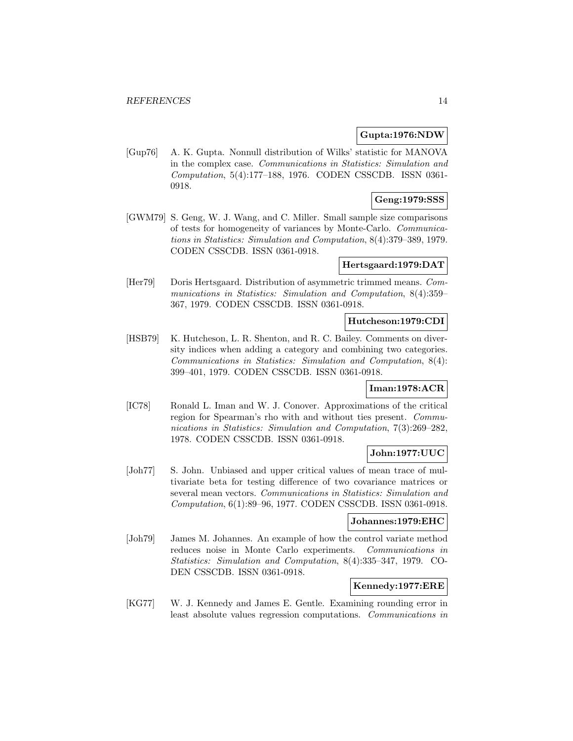**Gupta:1976:NDW**

[Gup76] A. K. Gupta. Nonnull distribution of Wilks' statistic for MANOVA in the complex case. *Communications in Statistics: Simulation and Computation*, 5(4):177–188, 1976. CODEN CSSCDB. ISSN 0361-0918.

**Geng:1979:SSS**

[GWM79] S. Geng, W. J. Wang, and C. Miller. Small sample size comparisons of tests for homogeneity of variances by Monte-Carlo. *Communications in Statistics: Simulation and Computation*, 8(4):379–389, 1979. CODEN CSSCDB. ISSN 0361-0918.

**Hertsgaard:1979:DAT**

[Her79] Doris Hertsgaard. Distribution of asymmetric trimmed means. *Communications in Statistics: Simulation and Computation*, 8(4):359–367, 1979. CODEN CSSCDB. ISSN 0361-0918.

**Hutcheson:1979:CDI**

[HSB79] K. Hutcheson, L. R. Shenton, and R. C. Bailey. Comments on diversity indices when adding a category and combining two categories. *Communications in Statistics: Simulation and Computation*, 8(4): 399–401, 1979. CODEN CSSCDB. ISSN 0361-0918.

**Iman:1978:ACR**

[IC78] Ronald L. Iman and W. J. Conover. Approximations of the critical region for Spearman's rho with and without ties present. *Communications in Statistics: Simulation and Computation*, 7(3):269–282, 1978. CODEN CSSCDB. ISSN 0361-0918.

**John:1977:UUC**

[Joh77] S. John. Unbiased and upper critical values of mean trace of multivariate beta for testing difference of two covariance matrices or several mean vectors. *Communications in Statistics: Simulation and Computation*, 6(1):89–96, 1977. CODEN CSSCDB. ISSN 0361-0918.

**Johannes:1979:EHC**

[Joh79] James M. Johannes. An example of how the control variate method reduces noise in Monte Carlo experiments. *Communications in Statistics: Simulation and Computation*, 8(4):335–347, 1979. CODEN CSSCDB. ISSN 0361-0918.

**Kennedy:1977:ERE**

[KG77] W. J. Kennedy and James E. Gentle. Examining rounding error in least absolute values regression computations. *Communications in*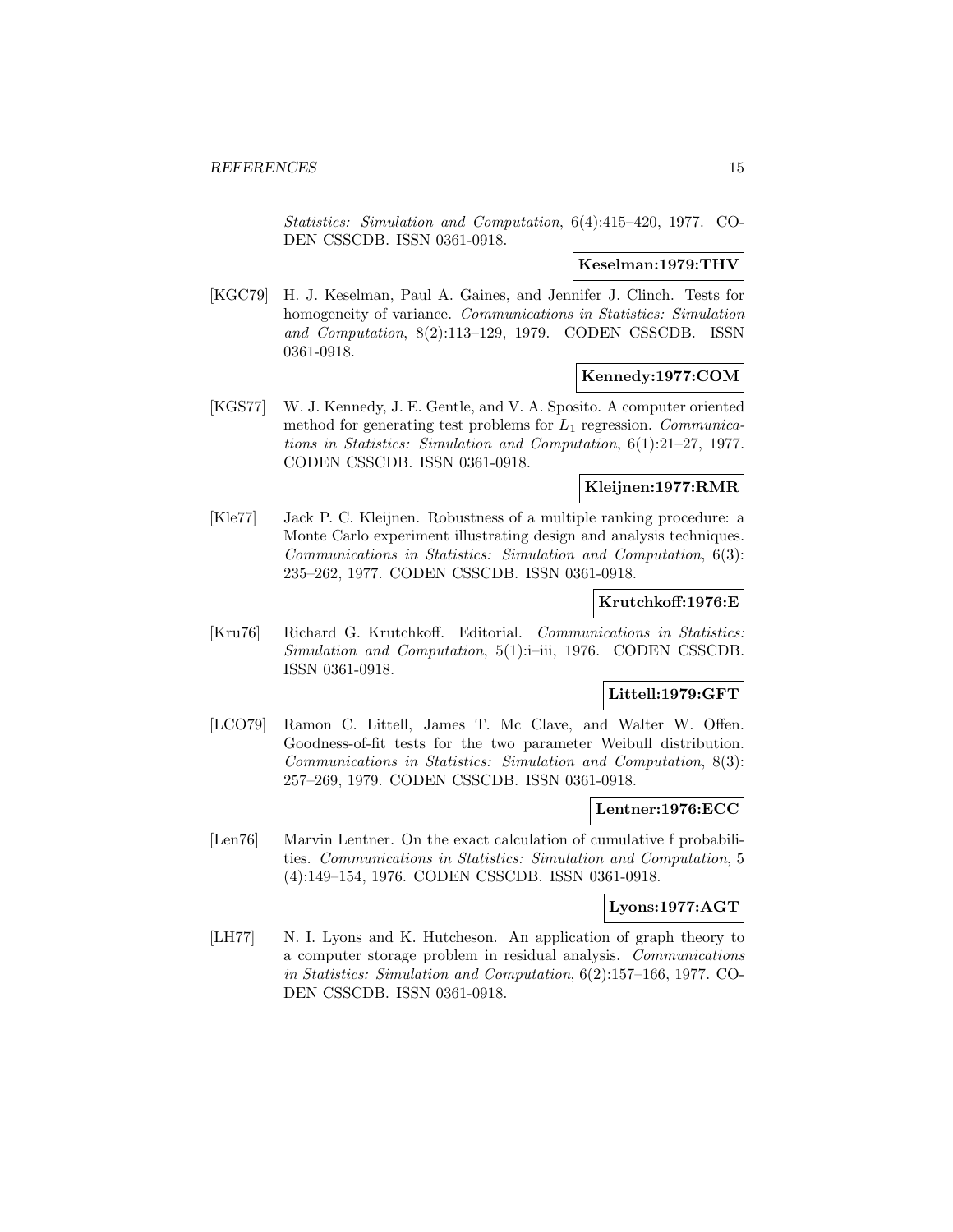*Statistics: Simulation and Computation*, 6(4):415–420, 1977. CODEN CSSCDB. ISSN 0361-0918.

**Keselman:1979:THV**

[KGC79] H. J. Keselman, Paul A. Gaines, and Jennifer J. Clinch. Tests for homogeneity of variance. *Communications in Statistics: Simulation and Computation*, 8(2):113–129, 1979. CODEN CSSCDB. ISSN 0361-0918.

**Kennedy:1977:COM**

[KGS77] W. J. Kennedy, J. E. Gentle, and V. A. Sposito. A computer oriented method for generating test problems for $L_1$ regression. *Communications in Statistics: Simulation and Computation*, 6(1):21–27, 1977. CODEN CSSCDB. ISSN 0361-0918.

**Kleijnen:1977:RMR**

[Kle77] Jack P. C. Kleijnen. Robustness of a multiple ranking procedure: a Monte Carlo experiment illustrating design and analysis techniques. *Communications in Statistics: Simulation and Computation*, 6(3): 235–262, 1977. CODEN CSSCDB. ISSN 0361-0918.

**Krutchkoff:1976:E**

[Kru76] Richard G. Krutchkoff. Editorial. *Communications in Statistics: Simulation and Computation*, 5(1):i–iii, 1976. CODEN CSSCDB. ISSN 0361-0918.

**Littell:1979:GFT**

[LCO79] Ramon C. Littell, James T. Mc Clave, and Walter W. Offen. Goodness-of-fit tests for the two parameter Weibull distribution. *Communications in Statistics: Simulation and Computation*, 8(3): 257–269, 1979. CODEN CSSCDB. ISSN 0361-0918.

**Lentner:1976:ECC**

[Len76] Marvin Lentner. On the exact calculation of cumulative f probabilities. *Communications in Statistics: Simulation and Computation*, 5 (4):149–154, 1976. CODEN CSSCDB. ISSN 0361-0918.

**Lyons:1977:AGT**

[LH77] N. I. Lyons and K. Hutcheson. An application of graph theory to a computer storage problem in residual analysis. *Communications in Statistics: Simulation and Computation*, 6(2):157–166, 1977. CODEN CSSCDB. ISSN 0361-0918.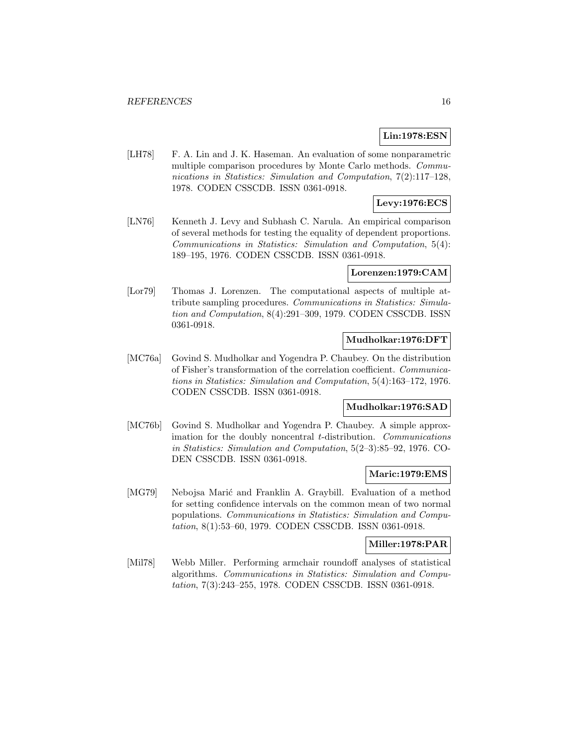**Lin:1978:ESN**

[LH78] F. A. Lin and J. K. Haseman. An evaluation of some nonparametric multiple comparison procedures by Monte Carlo methods. *Communications in Statistics: Simulation and Computation*, 7(2):117–128, 1978. CODEN CSSCDB. ISSN 0361-0918.

**Levy:1976:ECS**

[LN76] Kenneth J. Levy and Subhash C. Narula. An empirical comparison of several methods for testing the equality of dependent proportions. *Communications in Statistics: Simulation and Computation*, 5(4): 189–195, 1976. CODEN CSSCDB. ISSN 0361-0918.

**Lorenzen:1979:CAM**

[Lor79] Thomas J. Lorenzen. The computational aspects of multiple attribute sampling procedures. *Communications in Statistics: Simulation and Computation*, 8(4):291–309, 1979. CODEN CSSCDB. ISSN 0361-0918.

**Mudholkar:1976:DFT**

[MC76a] Govind S. Mudholkar and Yogendra P. Chaubey. On the distribution of Fisher's transformation of the correlation coefficient. *Communications in Statistics: Simulation and Computation*, 5(4):163–172, 1976. CODEN CSSCDB. ISSN 0361-0918.

**Mudholkar:1976:SAD**

[MC76b] Govind S. Mudholkar and Yogendra P. Chaubey. A simple approximation for the doubly noncentral $t$-distribution. *Communications in Statistics: Simulation and Computation*, 5(2–3):85–92, 1976. CODEN CSSCDB. ISSN 0361-0918.

**Maric:1979:EMS**

[MG79] Nebojsa Marić and Franklin A. Graybill. Evaluation of a method for setting confidence intervals on the common mean of two normal populations. *Communications in Statistics: Simulation and Computation*, 8(1):53–60, 1979. CODEN CSSCDB. ISSN 0361-0918.

**Miller:1978:PAR**

[Mil78] Webb Miller. Performing armchair roundoff analyses of statistical algorithms. *Communications in Statistics: Simulation and Computation*, 7(3):243–255, 1978. CODEN CSSCDB. ISSN 0361-0918.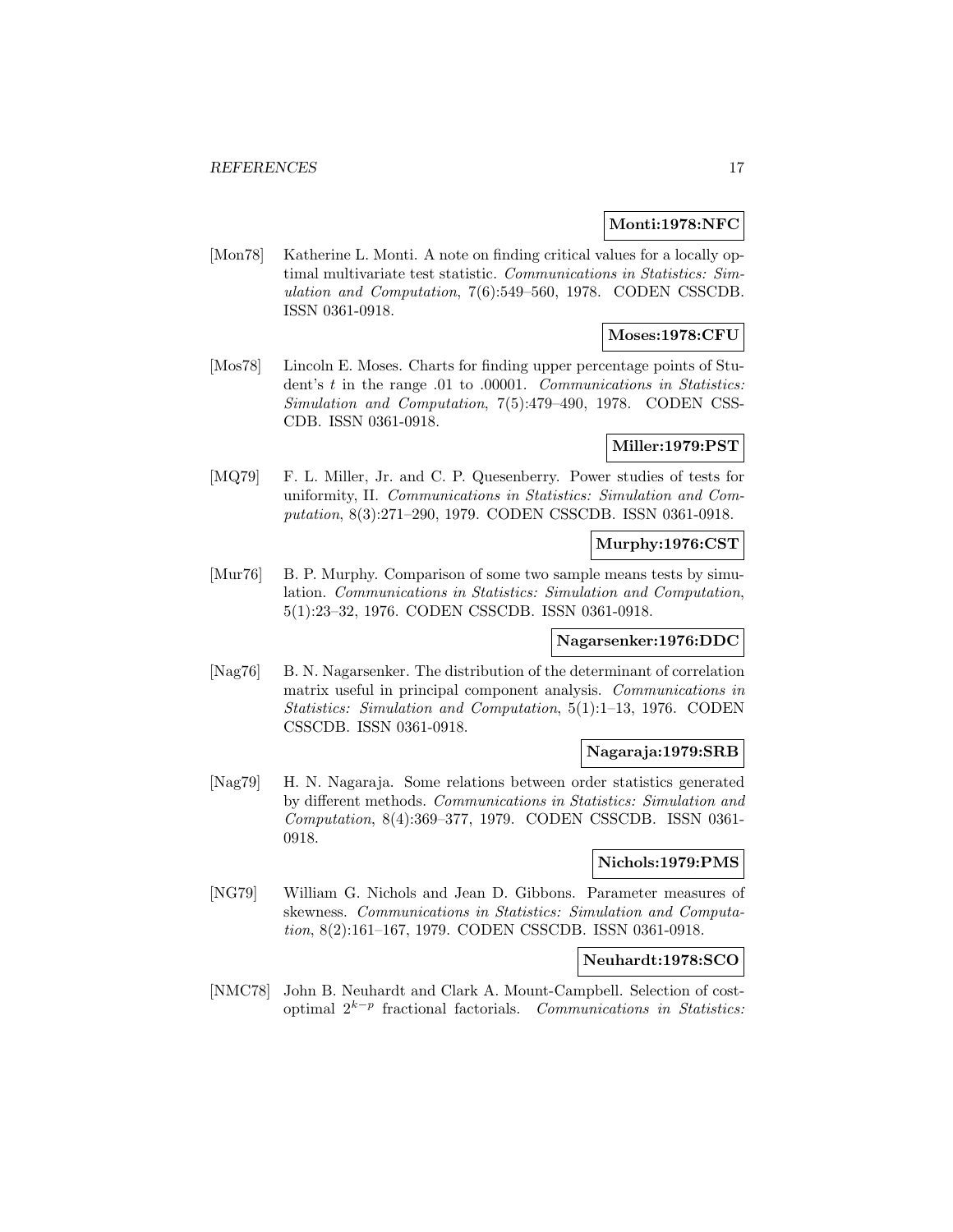**Monti:1978:NFC**

[Mon78] Katherine L. Monti. A note on finding critical values for a locally optimal multivariate test statistic. *Communications in Statistics: Simulation and Computation*, 7(6):549–560, 1978. CODEN CSSCDB. ISSN 0361-0918.

**Moses:1978:CFU**

[Mos78] Lincoln E. Moses. Charts for finding upper percentage points of Student's $t$ in the range .01 to .00001. *Communications in Statistics: Simulation and Computation*, 7(5):479–490, 1978. CODEN CSSCDB. ISSN 0361-0918.

**Miller:1979:PST**

[MQ79] F. L. Miller, Jr. and C. P. Quesenberry. Power studies of tests for uniformity, II. *Communications in Statistics: Simulation and Computation*, 8(3):271–290, 1979. CODEN CSSCDB. ISSN 0361-0918.

**Murphy:1976:CST**

[Mur76] B. P. Murphy. Comparison of some two sample means tests by simulation. *Communications in Statistics: Simulation and Computation*, 5(1):23–32, 1976. CODEN CSSCDB. ISSN 0361-0918.

**Nagarsenker:1976:DDC**

[Nag76] B. N. Nagarsenker. The distribution of the determinant of correlation matrix useful in principal component analysis. *Communications in Statistics: Simulation and Computation*, 5(1):1–13, 1976. CODEN CSSCDB. ISSN 0361-0918.

**Nagaraja:1979:SRB**

[Nag79] H. N. Nagaraja. Some relations between order statistics generated by different methods. *Communications in Statistics: Simulation and Computation*, 8(4):369–377, 1979. CODEN CSSCDB. ISSN 0361-0918.

**Nichols:1979:PMS**

[NG79] William G. Nichols and Jean D. Gibbons. Parameter measures of skewness. *Communications in Statistics: Simulation and Computation*, 8(2):161–167, 1979. CODEN CSSCDB. ISSN 0361-0918.

**Neuhardt:1978:SCO**

[NMC78] John B. Neuhardt and Clark A. Mount-Campbell. Selection of cost-optimal $2^{k-p}$ fractional factorials. *Communications in Statistics:*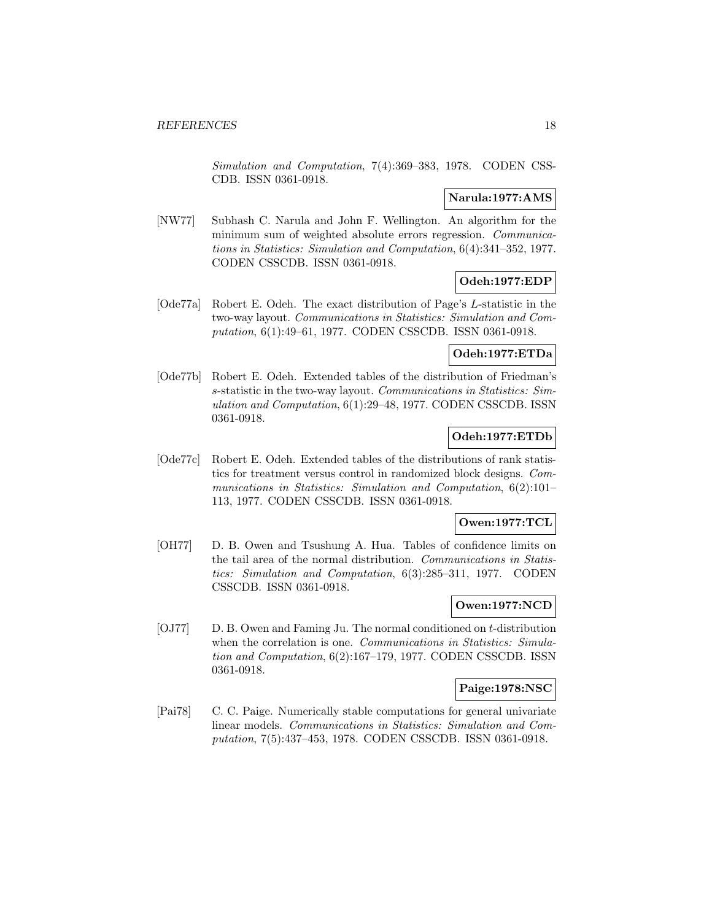*Simulation and Computation*, 7(4):369–383, 1978. CODEN CSSCDB. ISSN 0361-0918.

**Narula:1977:AMS**

[NW77] Subhash C. Narula and John F. Wellington. An algorithm for the minimum sum of weighted absolute errors regression. *Communications in Statistics: Simulation and Computation*, 6(4):341–352, 1977. CODEN CSSCDB. ISSN 0361-0918.

**Odeh:1977:EDP**

[Ode77a] Robert E. Odeh. The exact distribution of Page's $L$-statistic in the two-way layout. *Communications in Statistics: Simulation and Computation*, 6(1):49–61, 1977. CODEN CSSCDB. ISSN 0361-0918.

**Odeh:1977:ETDa**

[Ode77b] Robert E. Odeh. Extended tables of the distribution of Friedman's $s$-statistic in the two-way layout. *Communications in Statistics: Simulation and Computation*, 6(1):29–48, 1977. CODEN CSSCDB. ISSN 0361-0918.

**Odeh:1977:ETDb**

[Ode77c] Robert E. Odeh. Extended tables of the distributions of rank statistics for treatment versus control in randomized block designs. *Communications in Statistics: Simulation and Computation*, 6(2):101–113, 1977. CODEN CSSCDB. ISSN 0361-0918.

**Owen:1977:TCL**

[OH77] D. B. Owen and Tsushung A. Hua. Tables of confidence limits on the tail area of the normal distribution. *Communications in Statistics: Simulation and Computation*, 6(3):285–311, 1977. CODEN CSSCDB. ISSN 0361-0918.

**Owen:1977:NCD**

[OJ77] D. B. Owen and Faming Ju. The normal conditioned on $t$-distribution when the correlation is one. *Communications in Statistics: Simulation and Computation*, 6(2):167–179, 1977. CODEN CSSCDB. ISSN 0361-0918.

**Paige:1978:NSC**

[Pai78] C. C. Paige. Numerically stable computations for general univariate linear models. *Communications in Statistics: Simulation and Computation*, 7(5):437–453, 1978. CODEN CSSCDB. ISSN 0361-0918.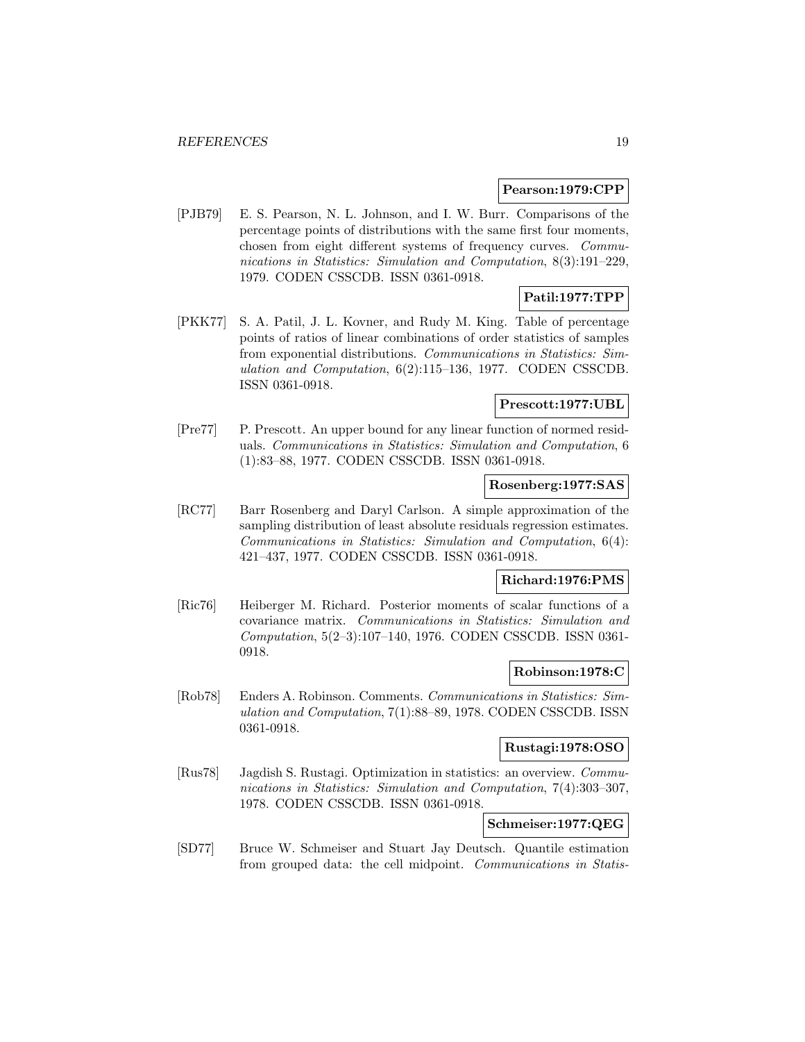**Pearson:1979:CPP**

[PJB79] E. S. Pearson, N. L. Johnson, and I. W. Burr. Comparisons of the percentage points of distributions with the same first four moments, chosen from eight different systems of frequency curves. *Communications in Statistics: Simulation and Computation*, 8(3):191–229, 1979. CODEN CSSCDB. ISSN 0361-0918.

**Patil:1977:TPP**

[PKK77] S. A. Patil, J. L. Kovner, and Rudy M. King. Table of percentage points of ratios of linear combinations of order statistics of samples from exponential distributions. *Communications in Statistics: Simulation and Computation*, 6(2):115–136, 1977. CODEN CSSCDB. ISSN 0361-0918.

**Prescott:1977:UBL**

[Pre77] P. Prescott. An upper bound for any linear function of normed residuals. *Communications in Statistics: Simulation and Computation*, 6 (1):83–88, 1977. CODEN CSSCDB. ISSN 0361-0918.

**Rosenberg:1977:SAS**

[RC77] Barr Rosenberg and Daryl Carlson. A simple approximation of the sampling distribution of least absolute residuals regression estimates. *Communications in Statistics: Simulation and Computation*, 6(4): 421–437, 1977. CODEN CSSCDB. ISSN 0361-0918.

**Richard:1976:PMS**

[Ric76] Heiberger M. Richard. Posterior moments of scalar functions of a covariance matrix. *Communications in Statistics: Simulation and Computation*, 5(2–3):107–140, 1976. CODEN CSSCDB. ISSN 0361-0918.

**Robinson:1978:C**

[Rob78] Enders A. Robinson. Comments. *Communications in Statistics: Simulation and Computation*, 7(1):88–89, 1978. CODEN CSSCDB. ISSN 0361-0918.

**Rustagi:1978:OSO**

[Rus78] Jagdish S. Rustagi. Optimization in statistics: an overview. *Communications in Statistics: Simulation and Computation*, 7(4):303–307, 1978. CODEN CSSCDB. ISSN 0361-0918.

**Schmeiser:1977:QEG**

[SD77] Bruce W. Schmeiser and Stuart Jay Deutsch. Quantile estimation from grouped data: the cell midpoint. *Communications in Statis-*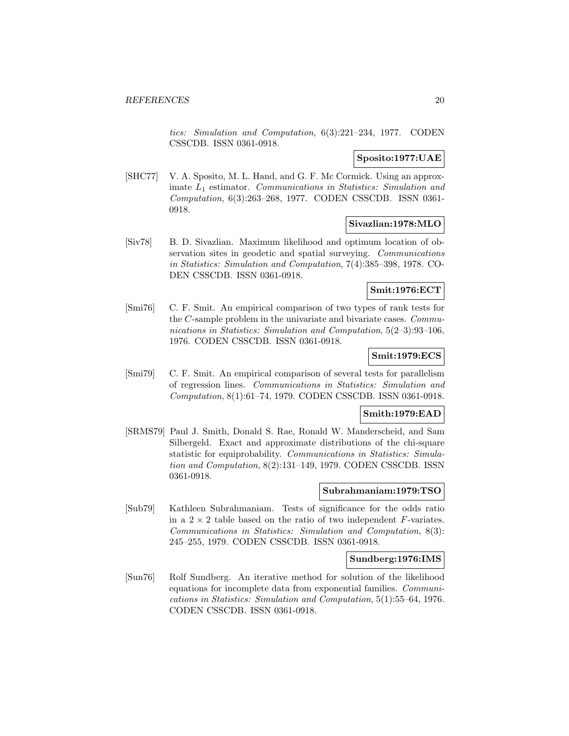*tics: Simulation and Computation*, 6(3):221–234, 1977. CODEN CSSCDB. ISSN 0361-0918.

**Sposito:1977:UAE**

[SHC77] V. A. Sposito, M. L. Hand, and G. F. Mc Cormick. Using an approximate $L_1$ estimator. *Communications in Statistics: Simulation and Computation*, 6(3):263–268, 1977. CODEN CSSCDB. ISSN 0361-0918.

**Sivazlian:1978:MLO**

[Siv78] B. D. Sivazlian. Maximum likelihood and optimum location of observation sites in geodetic and spatial surveying. *Communications in Statistics: Simulation and Computation*, 7(4):385–398, 1978. CODEN CSSCDB. ISSN 0361-0918.

**Smit:1976:ECT**

[Smi76] C. F. Smit. An empirical comparison of two types of rank tests for the $C$-sample problem in the univariate and bivariate cases. *Communications in Statistics: Simulation and Computation*, 5(2–3):93–106, 1976. CODEN CSSCDB. ISSN 0361-0918.

**Smit:1979:ECS**

[Smi79] C. F. Smit. An empirical comparison of several tests for parallelism of regression lines. *Communications in Statistics: Simulation and Computation*, 8(1):61–74, 1979. CODEN CSSCDB. ISSN 0361-0918.

**Smith:1979:EAD**

[SRMS79] Paul J. Smith, Donald S. Rae, Ronald W. Manderscheid, and Sam Silbergeld. Exact and approximate distributions of the chi-square statistic for equiprobability. *Communications in Statistics: Simulation and Computation*, 8(2):131–149, 1979. CODEN CSSCDB. ISSN 0361-0918.

**Subrahmaniam:1979:TSO**

[Sub79] Kathleen Subrahmaniam. Tests of significance for the odds ratio in a $2 \times 2$ table based on the ratio of two independent $F$-variates. *Communications in Statistics: Simulation and Computation*, 8(3): 245–255, 1979. CODEN CSSCDB. ISSN 0361-0918.

**Sundberg:1976:IMS**

[Sun76] Rolf Sundberg. An iterative method for solution of the likelihood equations for incomplete data from exponential families. *Communications in Statistics: Simulation and Computation*, 5(1):55–64, 1976. CODEN CSSCDB. ISSN 0361-0918.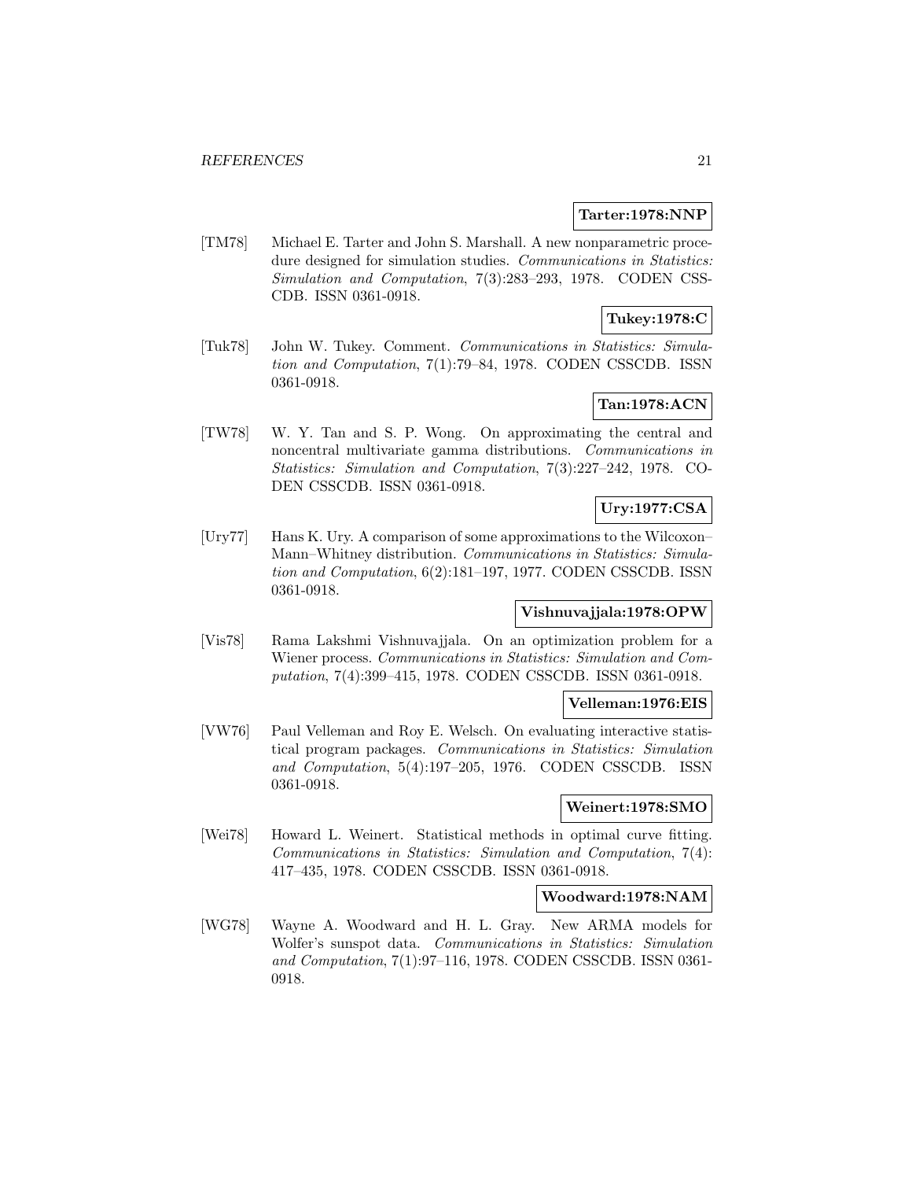**Tarter:1978:NNP**

[TM78] Michael E. Tarter and John S. Marshall. A new nonparametric procedure designed for simulation studies. *Communications in Statistics: Simulation and Computation*, 7(3):283–293, 1978. CODEN CSSCDB. ISSN 0361-0918.

**Tukey:1978:C**

[Tuk78] John W. Tukey. Comment. *Communications in Statistics: Simulation and Computation*, 7(1):79–84, 1978. CODEN CSSCDB. ISSN 0361-0918.

**Tan:1978:ACN**

[TW78] W. Y. Tan and S. P. Wong. On approximating the central and noncentral multivariate gamma distributions. *Communications in Statistics: Simulation and Computation*, 7(3):227–242, 1978. CODEN CSSCDB. ISSN 0361-0918.

**Ury:1977:CSA**

[Ury77] Hans K. Ury. A comparison of some approximations to the Wilcoxon–Mann–Whitney distribution. *Communications in Statistics: Simulation and Computation*, 6(2):181–197, 1977. CODEN CSSCDB. ISSN 0361-0918.

**Vishnuvajjala:1978:OPW**

[Vis78] Rama Lakshmi Vishnuvajjala. On an optimization problem for a Wiener process. *Communications in Statistics: Simulation and Computation*, 7(4):399–415, 1978. CODEN CSSCDB. ISSN 0361-0918.

**Velleman:1976:EIS**

[VW76] Paul Velleman and Roy E. Welsch. On evaluating interactive statistical program packages. *Communications in Statistics: Simulation and Computation*, 5(4):197–205, 1976. CODEN CSSCDB. ISSN 0361-0918.

**Weinert:1978:SMO**

[Wei78] Howard L. Weinert. Statistical methods in optimal curve fitting. *Communications in Statistics: Simulation and Computation*, 7(4):417–435, 1978. CODEN CSSCDB. ISSN 0361-0918.

**Woodward:1978:NAM**

[WG78] Wayne A. Woodward and H. L. Gray. New ARMA models for Wolfer's sunspot data. *Communications in Statistics: Simulation and Computation*, 7(1):97–116, 1978. CODEN CSSCDB. ISSN 0361-0918.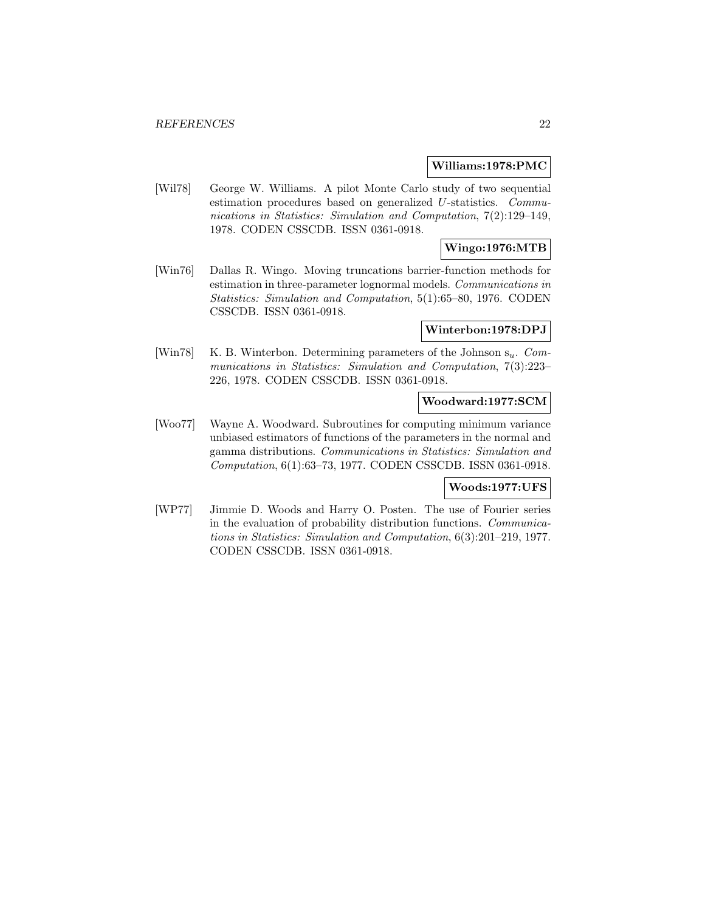**Williams:1978:PMC**

[Wil78] George W. Williams. A pilot Monte Carlo study of two sequential estimation procedures based on generalized $U$-statistics. *Communications in Statistics: Simulation and Computation*, 7(2):129–149, 1978. CODEN CSSCDB. ISSN 0361-0918.

**Wingo:1976:MTB**

[Win76] Dallas R. Wingo. Moving truncations barrier-function methods for estimation in three-parameter lognormal models. *Communications in Statistics: Simulation and Computation*, 5(1):65–80, 1976. CODEN CSSCDB. ISSN 0361-0918.

**Winterbon:1978:DPJ**

[Win78] K. B. Winterbon. Determining parameters of the Johnson $s_u$. *Communications in Statistics: Simulation and Computation*, 7(3):223–226, 1978. CODEN CSSCDB. ISSN 0361-0918.

**Woodward:1977:SCM**

[Woo77] Wayne A. Woodward. Subroutines for computing minimum variance unbiased estimators of functions of the parameters in the normal and gamma distributions. *Communications in Statistics: Simulation and Computation*, 6(1):63–73, 1977. CODEN CSSCDB. ISSN 0361-0918.

**Woods:1977:UFS**

[WP77] Jimmie D. Woods and Harry O. Posten. The use of Fourier series in the evaluation of probability distribution functions. *Communications in Statistics: Simulation and Computation*, 6(3):201–219, 1977. CODEN CSSCDB. ISSN 0361-0918.